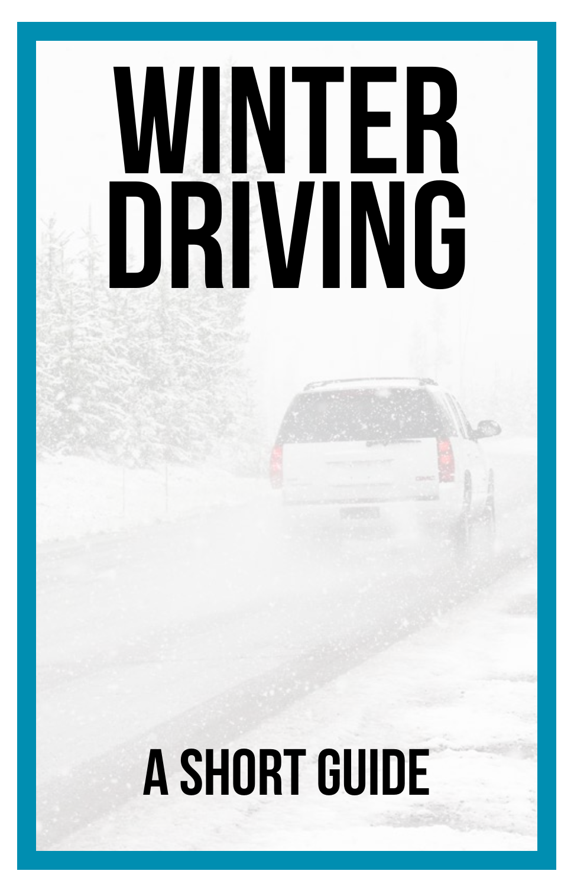# WINTER DRIVING

## A SHORT GUIDE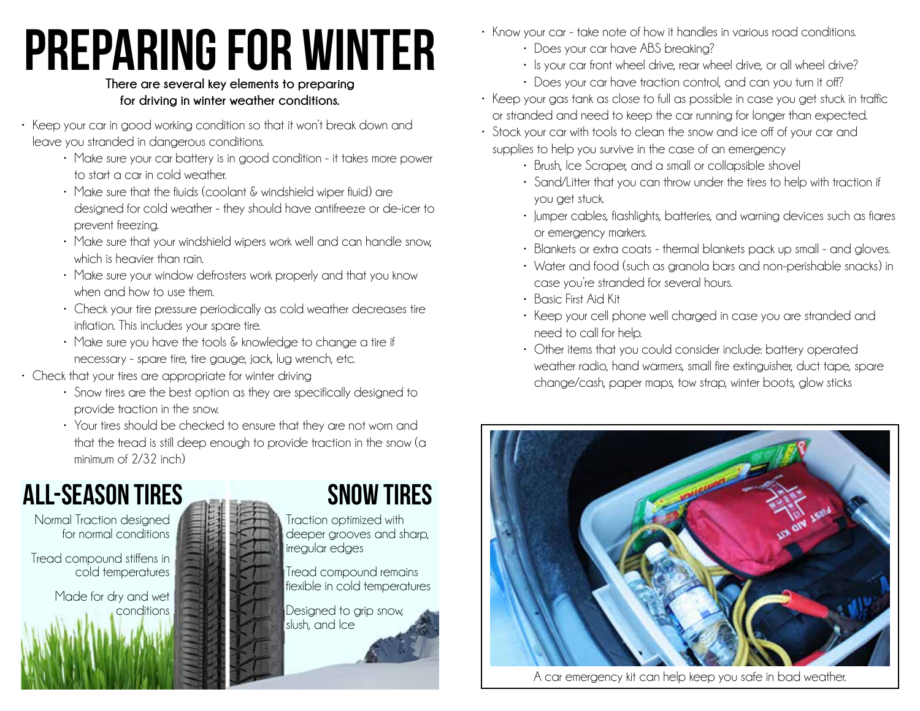# Preparing for Winter

**There are several key elements to preparing for driving in winter weather conditions.**

- Keep your car in good working condition so that it won't break down and leave you stranded in dangerous conditions.
    - Make sure your car battery is in good condition - it takes more power to start a car in cold weather.
    - Make sure that the fluids (coolant & windshield wiper fluid) are designed for cold weather - they should have antifreeze or de-icer to prevent freezing.
    - Make sure that your windshield wipers work well and can handle snow, which is heavier than rain.
    - Make sure your window defrosters work properly and that you know when and how to use them.
    - Check your tire pressure periodically as cold weather decreases tire inflation. This includes your spare tire.
    - Make sure you have the tools & knowledge to change a tire if necessary - spare tire, tire gauge, jack, lug wrench, etc.
- Check that your tires are appropriate for winter driving
    - Snow tires are the best option as they are specifically designed to provide traction in the snow.
    - Your tires should be checked to ensure that they are not worn and that the tread is still deep enough to provide traction in the snow (a minimum of 2/32 inch)

## All-Season Tires

Normal Traction designed for normal conditions

Tread compound stiffens in cold temperatures

Made for dry and wet conditions

## Snow Tires

Traction optimized with deeper grooves and sharp, irregular edges

Tread compound remains flexible in cold temperatures

Designed to grip snow, slush, and Ice

- Know your car - take note of how it handles in various road conditions.
    - Does your car have ABS breaking?
    - Is your car front wheel drive, rear wheel drive, or all wheel drive?
    - Does your car have traction control, and can you turn it off?
- Keep your gas tank as close to full as possible in case you get stuck in traffic or stranded and need to keep the car running for longer than expected.
- Stock your car with tools to clean the snow and ice off of your car and supplies to help you survive in the case of an emergency
    - Brush, Ice Scraper, and a small or collapsible shovel
    - Sand/Litter that you can throw under the tires to help with traction if you get stuck.
    - Jumper cables, flashlights, batteries, and warning devices such as flares or emergency markers.
    - Blankets or extra coats - thermal blankets pack up small - and gloves.
    - Water and food (such as granola bars and non-perishable snacks) in case you're stranded for several hours.
    - Basic First Aid Kit
    - Keep your cell phone well charged in case you are stranded and need to call for help.
    - Other items that you could consider include: battery operated weather radio, hand warmers, small fire extinguisher, duct tape, spare change/cash, paper maps, tow strap, winter boots, glow sticks

A car emergency kit can help keep you safe in bad weather.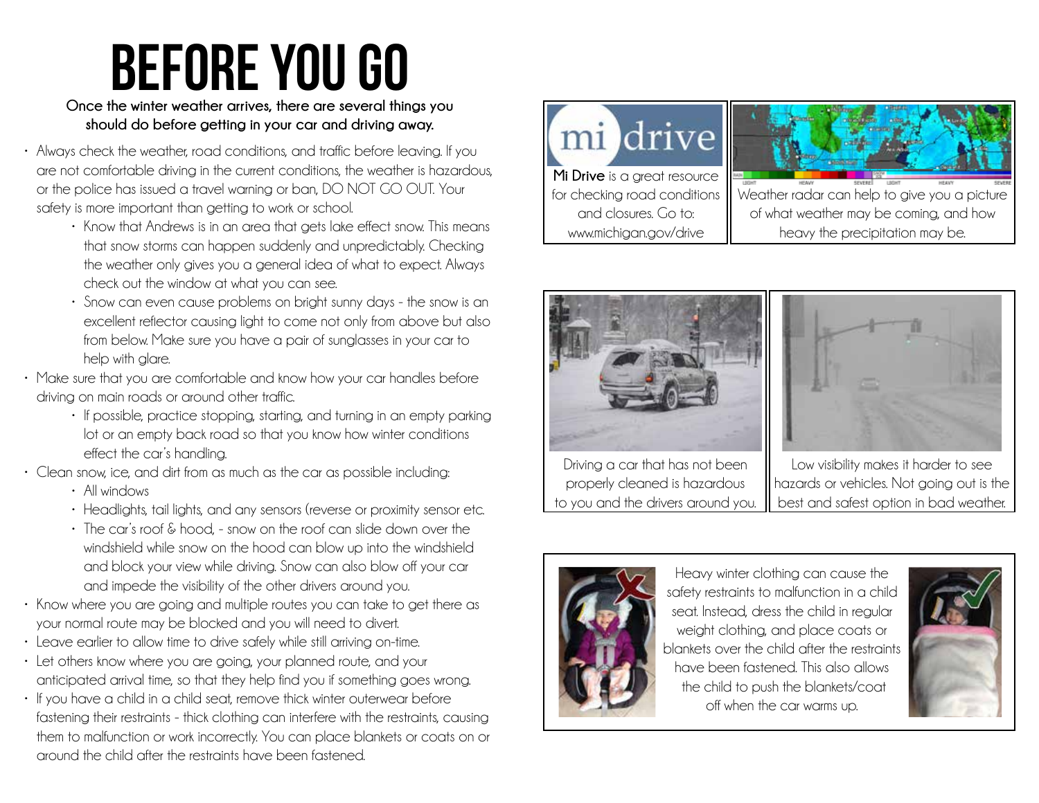# BEFORE YOU GO

**Once the winter weather arrives, there are several things you should do before getting in your car and driving away.**

- Always check the weather, road conditions, and traffic before leaving. If you are not comfortable driving in the current conditions, the weather is hazardous, or the police has issued a travel warning or ban, DO NOT GO OUT. Your safety is more important than getting to work or school.
    - Know that Andrews is in an area that gets lake effect snow. This means that snow storms can happen suddenly and unpredictably. Checking the weather only gives you a general idea of what to expect. Always check out the window at what you can see.
    - Snow can even cause problems on bright sunny days - the snow is an excellent reflector causing light to come not only from above but also from below. Make sure you have a pair of sunglasses in your car to help with glare.
- Make sure that you are comfortable and know how your car handles before driving on main roads or around other traffic.
    - If possible, practice stopping, starting, and turning in an empty parking lot or an empty back road so that you know how winter conditions effect the car's handling.
- Clean snow, ice, and dirt from as much as the car as possible including:
    - All windows
    - Headlights, tail lights, and any sensors (reverse or proximity sensor etc.
    - The car's roof & hood, - snow on the roof can slide down over the windshield while snow on the hood can blow up into the windshield and block your view while driving. Snow can also blow off your car and impede the visibility of the other drivers around you.
- Know where you are going and multiple routes you can take to get there as your normal route may be blocked and you will need to divert.
- Leave earlier to allow time to drive safely while still arriving on-time.
- Let others know where you are going, your planned route, and your anticipated arrival time, so that they help find you if something goes wrong.
- If you have a child in a child seat, remove thick winter outerwear before fastening their restraints - thick clothing can interfere with the restraints, causing them to malfunction or work incorrectly. You can place blankets or coats on or around the child after the restraints have been fastened.

**Mi Drive** is a great resource for checking road conditions and closures. Go to: www.michigan.gov/drive

Weather radar can help to give you a picture of what weather may be coming, and how heavy the precipitation may be.

Driving a car that has not been properly cleaned is hazardous to you and the drivers around you.

Low visibility makes it harder to see hazards or vehicles. Not going out is the best and safest option in bad weather.

Heavy winter clothing can cause the safety restraints to malfunction in a child seat. Instead, dress the child in regular weight clothing, and place coats or blankets over the child after the restraints have been fastened. This also allows the child to push the blankets/coat off when the car warms up.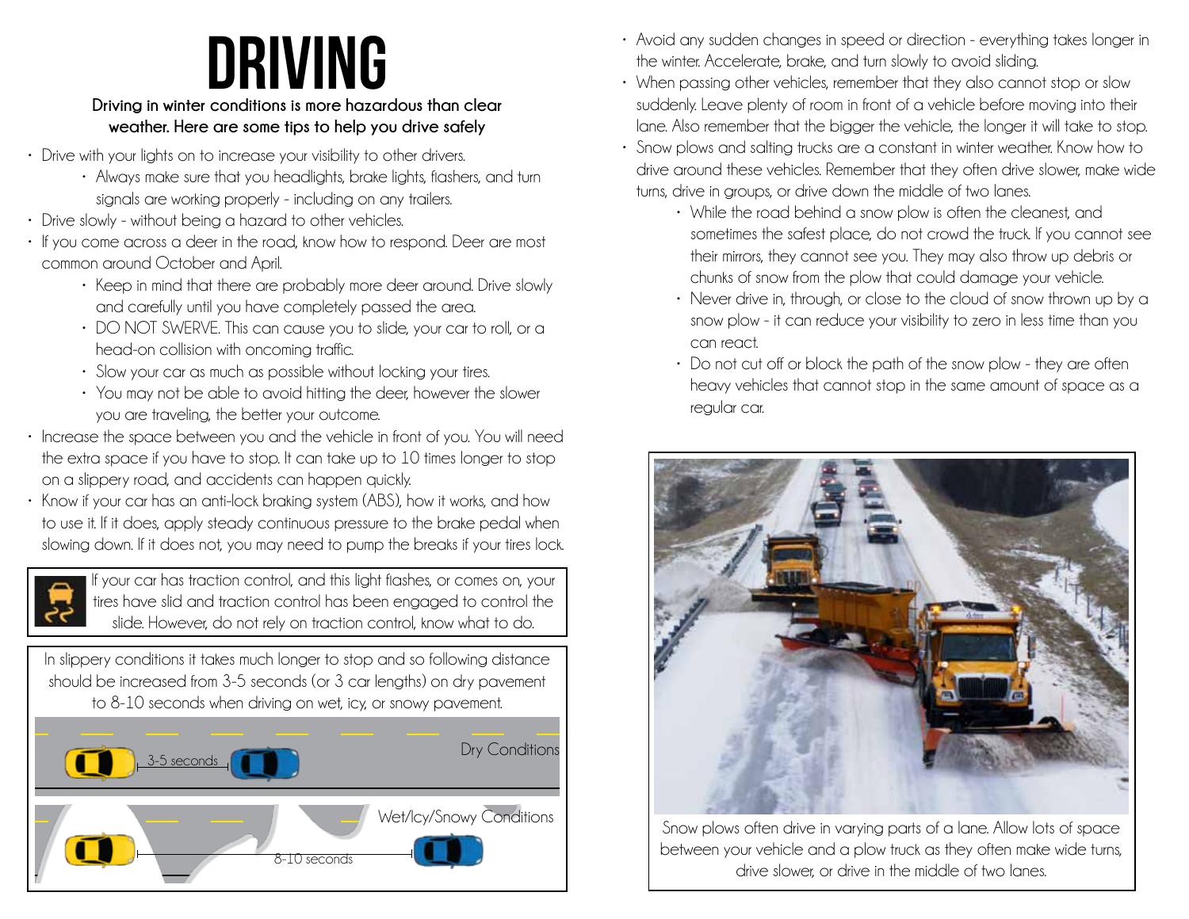# DRIVING

**Driving in winter conditions is more hazardous than clear weather. Here are some tips to help you drive safely**

- Drive with your lights on to increase your visibility to other drivers.
  - Always make sure that you headlights, brake lights, flashers, and turn signals are working properly - including on any trailers.
- Drive slowly - without being a hazard to other vehicles.
- If you come across a deer in the road, know how to respond. Deer are most common around October and April.
  - Keep in mind that there are probably more deer around. Drive slowly and carefully until you have completely passed the area.
  - DO NOT SWERVE. This can cause you to slide, your car to roll, or a head-on collision with oncoming traffic.
  - Slow your car as much as possible without locking your tires.
  - You may not be able to avoid hitting the deer, however the slower you are traveling, the better your outcome.
- Increase the space between you and the vehicle in front of you. You will need the extra space if you have to stop. It can take up to 10 times longer to stop on a slippery road, and accidents can happen quickly.
- Know if your car has an anti-lock braking system (ABS), how it works, and how to use it. If it does, apply steady continuous pressure to the brake pedal when slowing down. If it does not, you may need to pump the breaks if your tires lock.

If your car has traction control, and this light flashes, or comes on, your tires have slid and traction control has been engaged to control the slide. However, do not rely on traction control, know what to do.

In slippery conditions it takes much longer to stop and so following distance should be increased from 3-5 seconds (or 3 car lengths) on dry pavement to 8-10 seconds when driving on wet, icy, or snowy pavement.

Dry Conditions: 3-5 seconds

Wet/Icy/Snowy Conditions: 8-10 seconds

- Avoid any sudden changes in speed or direction - everything takes longer in the winter. Accelerate, brake, and turn slowly to avoid sliding.
- When passing other vehicles, remember that they also cannot stop or slow suddenly. Leave plenty of room in front of a vehicle before moving into their lane. Also remember that the bigger the vehicle, the longer it will take to stop.
- Snow plows and salting trucks are a constant in winter weather. Know how to drive around these vehicles. Remember that they often drive slower, make wide turns, drive in groups, or drive down the middle of two lanes.
  - While the road behind a snow plow is often the cleanest, and sometimes the safest place, do not crowd the truck. If you cannot see their mirrors, they cannot see you. They may also throw up debris or chunks of snow from the plow that could damage your vehicle.
  - Never drive in, through, or close to the cloud of snow thrown up by a snow plow - it can reduce your visibility to zero in less time than you can react.
  - Do not cut off or block the path of the snow plow - they are often heavy vehicles that cannot stop in the same amount of space as a regular car.

Snow plows often drive in varying parts of a lane. Allow lots of space between your vehicle and a plow truck as they often make wide turns, drive slower, or drive in the middle of two lanes.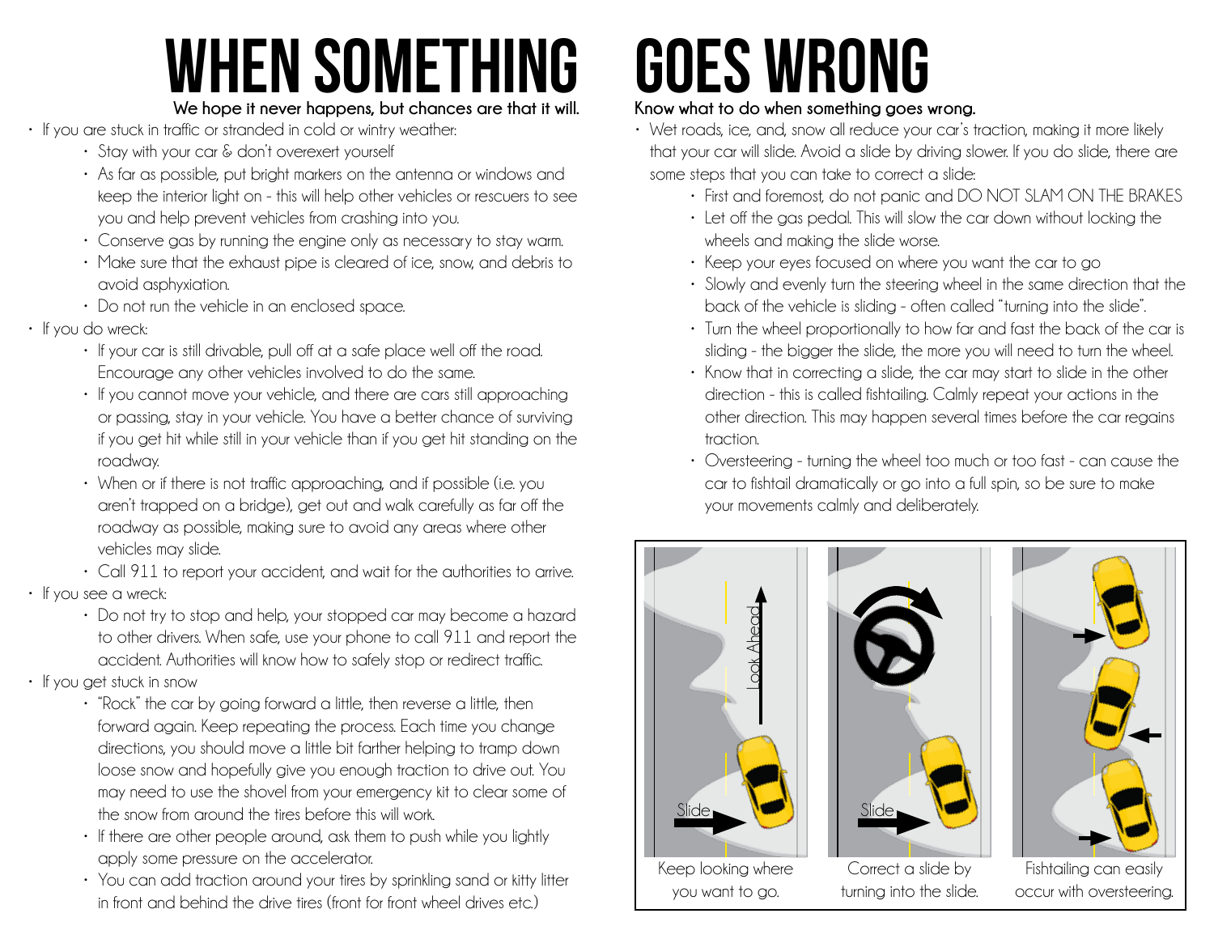# WHEN SOMETHING GOES WRONG

**We hope it never happens, but chances are that it will.**

- If you are stuck in traffic or stranded in cold or wintry weather:
  - Stay with your car & don't overexert yourself
  - As far as possible, put bright markers on the antenna or windows and keep the interior light on - this will help other vehicles or rescuers to see you and help prevent vehicles from crashing into you.
  - Conserve gas by running the engine only as necessary to stay warm.
  - Make sure that the exhaust pipe is cleared of ice, snow, and debris to avoid asphyxiation.
  - Do not run the vehicle in an enclosed space.
- If you do wreck:
  - If your car is still drivable, pull off at a safe place well off the road. Encourage any other vehicles involved to do the same.
  - If you cannot move your vehicle, and there are cars still approaching or passing, stay in your vehicle. You have a better chance of surviving if you get hit while still in your vehicle than if you get hit standing on the roadway.
  - When or if there is not traffic approaching, and if possible (i.e. you aren't trapped on a bridge), get out and walk carefully as far off the roadway as possible, making sure to avoid any areas where other vehicles may slide.
  - Call 911 to report your accident, and wait for the authorities to arrive.
- If you see a wreck:
  - Do not try to stop and help, your stopped car may become a hazard to other drivers. When safe, use your phone to call 911 and report the accident. Authorities will know how to safely stop or redirect traffic.
- If you get stuck in snow
  - "Rock" the car by going forward a little, then reverse a little, then forward again. Keep repeating the process. Each time you change directions, you should move a little bit farther helping to tramp down loose snow and hopefully give you enough traction to drive out. You may need to use the shovel from your emergency kit to clear some of the snow from around the tires before this will work.
  - If there are other people around, ask them to push while you lightly apply some pressure on the accelerator.
  - You can add traction around your tires by sprinkling sand or kitty litter in front and behind the drive tires (front for front wheel drives etc.)

**Know what to do when something goes wrong.**

- Wet roads, ice, and, snow all reduce your car's traction, making it more likely that your car will slide. Avoid a slide by driving slower. If you do slide, there are some steps that you can take to correct a slide:
  - First and foremost, do not panic and DO NOT SLAM ON THE BRAKES
  - Let off the gas pedal. This will slow the car down without locking the wheels and making the slide worse.
  - Keep your eyes focused on where you want the car to go
  - Slowly and evenly turn the steering wheel in the same direction that the back of the vehicle is sliding - often called "turning into the slide".
  - Turn the wheel proportionally to how far and fast the back of the car is sliding - the bigger the slide, the more you will need to turn the wheel.
  - Know that in correcting a slide, the car may start to slide in the other direction - this is called fishtailing. Calmly repeat your actions in the other direction. This may happen several times before the car regains traction.
  - Oversteering - turning the wheel too much or too fast - can cause the car to fishtail dramatically or go into a full spin, so be sure to make your movements calmly and deliberately.

Keep looking where you want to go.

Correct a slide by turning into the slide.

Fishtailing can easily occur with oversteering.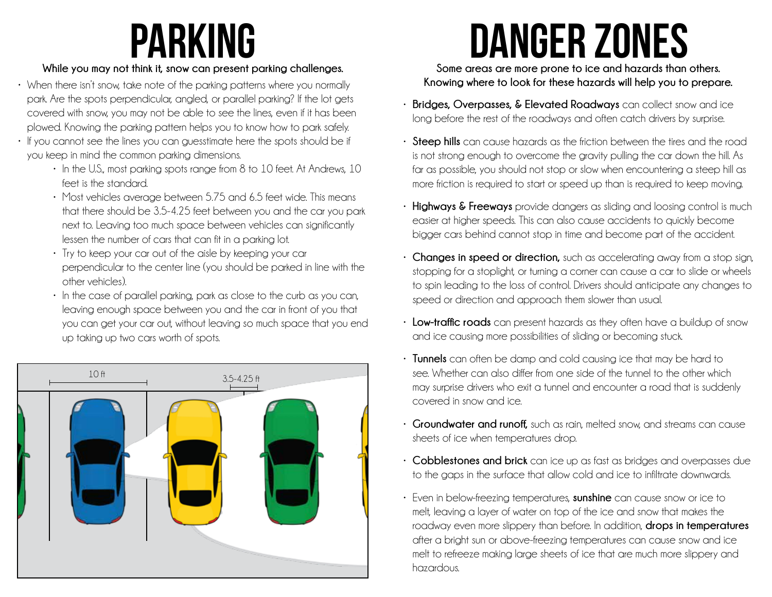# PARKING

**While you may not think it, snow can present parking challenges.**

- When there isn't snow, take note of the parking patterns where you normally park. Are the spots perpendicular, angled, or parallel parking? If the lot gets covered with snow, you may not be able to see the lines, even if it has been plowed. Knowing the parking pattern helps you to know how to park safely.
- If you cannot see the lines you can guesstimate here the spots should be if you keep in mind the common parking dimensions.
  - In the U.S., most parking spots range from 8 to 10 feet. At Andrews, 10 feet is the standard.
  - Most vehicles average between 5.75 and 6.5 feet wide. This means that there should be 3.5-4.25 feet between you and the car you park next to. Leaving too much space between vehicles can significantly lessen the number of cars that can fit in a parking lot.
  - Try to keep your car out of the aisle by keeping your car perpendicular to the center line (you should be parked in line with the other vehicles).
  - In the case of parallel parking, park as close to the curb as you can, leaving enough space between you and the car in front of you that you can get your car out, without leaving so much space that you end up taking up two cars worth of spots.

10 ft

3.5-4.25 ft

# DANGER ZONES

**Some areas are more prone to ice and hazards than others. Knowing where to look for these hazards will help you to prepare.**

- **Bridges, Overpasses, & Elevated Roadways** can collect snow and ice long before the rest of the roadways and often catch drivers by surprise.
- **Steep hills** can cause hazards as the friction between the tires and the road is not strong enough to overcome the gravity pulling the car down the hill. As far as possible, you should not stop or slow when encountering a steep hill as more friction is required to start or speed up than is required to keep moving.
- **Highways & Freeways** provide dangers as sliding and loosing control is much easier at higher speeds. This can also cause accidents to quickly become bigger cars behind cannot stop in time and become part of the accident.
- **Changes in speed or direction,** such as accelerating away from a stop sign, stopping for a stoplight, or turning a corner can cause a car to slide or wheels to spin leading to the loss of control. Drivers should anticipate any changes to speed or direction and approach them slower than usual.
- **Low-traffic roads** can present hazards as they often have a buildup of snow and ice causing more possibilities of sliding or becoming stuck.
- **Tunnels** can often be damp and cold causing ice that may be hard to see. Whether can also differ from one side of the tunnel to the other which may surprise drivers who exit a tunnel and encounter a road that is suddenly covered in snow and ice.
- **Groundwater and runoff,** such as rain, melted snow, and streams can cause sheets of ice when temperatures drop.
- **Cobblestones and brick** can ice up as fast as bridges and overpasses due to the gaps in the surface that allow cold and ice to infiltrate downwards.
- Even in below-freezing temperatures, **sunshine** can cause snow or ice to melt, leaving a layer of water on top of the ice and snow that makes the roadway even more slippery than before. In addition, **drops in temperatures** after a bright sun or above-freezing temperatures can cause snow and ice melt to refreeze making large sheets of ice that are much more slippery and hazardous.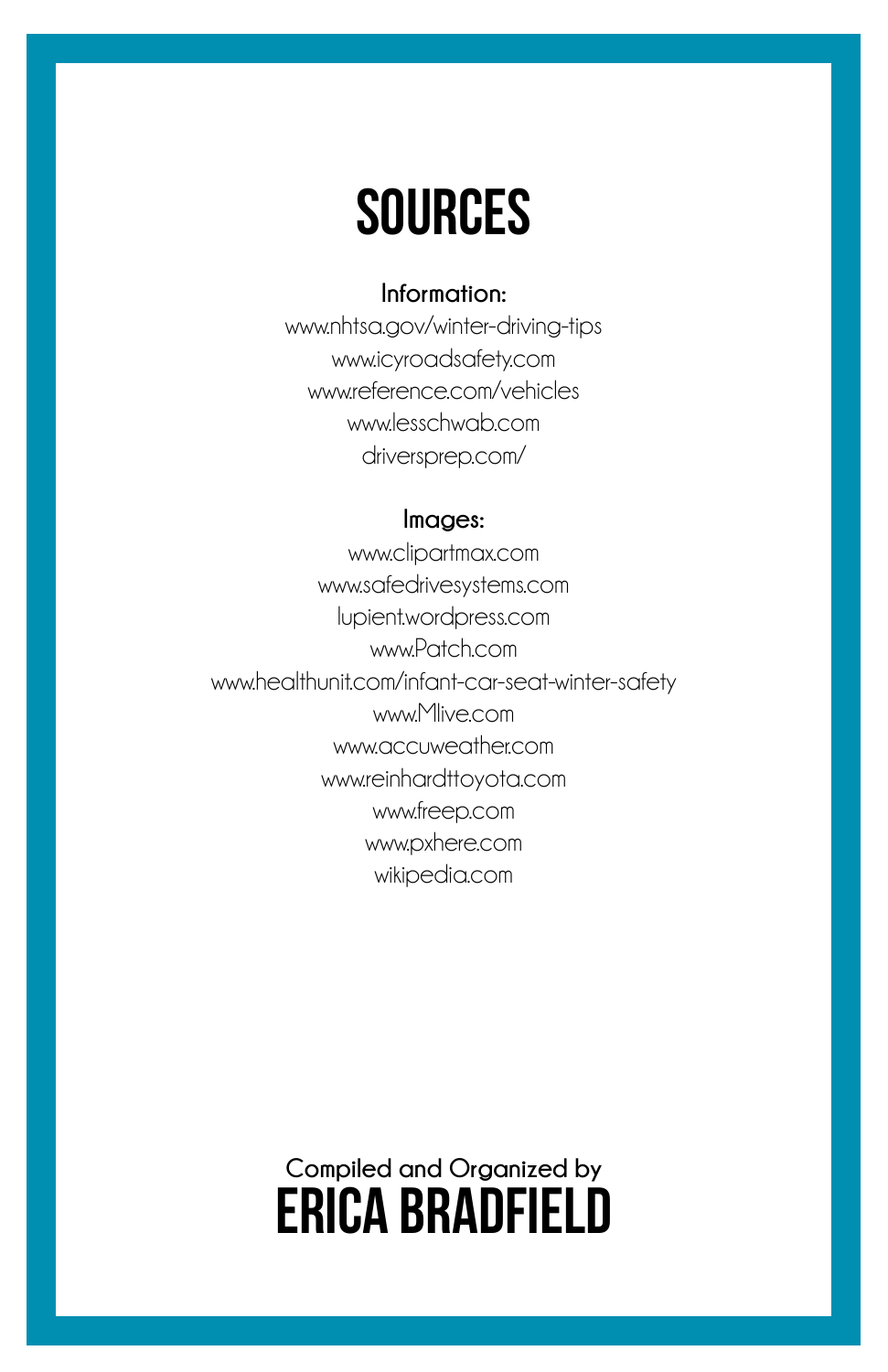# SOURCES

**Information:**

www.nhtsa.gov/winter-driving-tips
www.icyroadsafety.com
www.reference.com/vehicles
www.lesschwab.com
driversprep.com/

**Images:**

www.clipartmax.com
www.safedrivesystems.com
lupient.wordpress.com
www.Patch.com
www.healthunit.com/infant-car-seat-winter-safety
www.Mlive.com
www.accuweather.com
www.reinhardttoyota.com
www.freep.com
www.pxhere.com
wikipedia.com

Compiled and Organized by

**ERICA BRADFIELD**